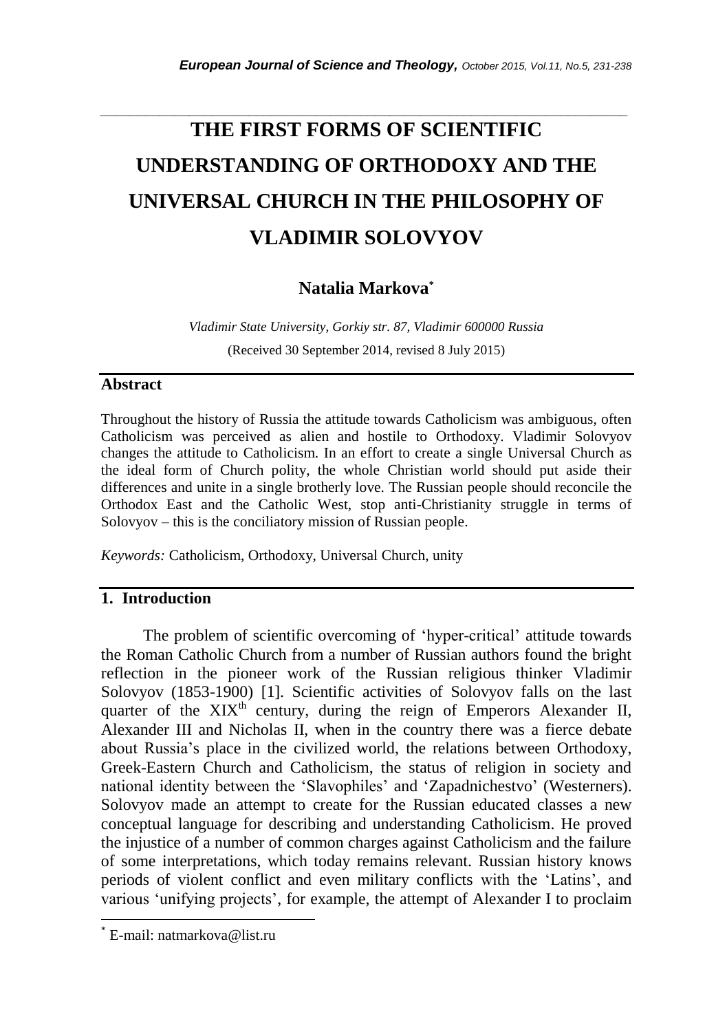# THE FIRST FORMS OF SCIENTIFIC UNDERSTANDING OF ORTHODOXY AND THE UNIVERSAL CHURCH IN THE PHILOSOPHY OF VLADIMIR SOLOVYOV

**Natalia Markova***

*Vladimir State University, Gorkiy str. 87, Vladimir 600000 Russia*

(Received 30 September 2014, revised 8 July 2015)

## Abstract

Throughout the history of Russia the attitude towards Catholicism was ambiguous, often Catholicism was perceived as alien and hostile to Orthodoxy. Vladimir Solovyov changes the attitude to Catholicism. In an effort to create a single Universal Church as the ideal form of Church polity, the whole Christian world should put aside their differences and unite in a single brotherly love. The Russian people should reconcile the Orthodox East and the Catholic West, stop anti-Christianity struggle in terms of Solovyov – this is the conciliatory mission of Russian people.

*Keywords:* Catholicism, Orthodoxy, Universal Church, unity

## 1. Introduction

The problem of scientific overcoming of 'hyper-critical' attitude towards the Roman Catholic Church from a number of Russian authors found the bright reflection in the pioneer work of the Russian religious thinker Vladimir Solovyov (1853-1900) [1]. Scientific activities of Solovyov falls on the last quarter of the XIX$^{th}$ century, during the reign of Emperors Alexander II, Alexander III and Nicholas II, when in the country there was a fierce debate about Russia's place in the civilized world, the relations between Orthodoxy, Greek-Eastern Church and Catholicism, the status of religion in society and national identity between the 'Slavophiles' and 'Zapadnichestvo' (Westerners). Solovyov made an attempt to create for the Russian educated classes a new conceptual language for describing and understanding Catholicism. He proved the injustice of a number of common charges against Catholicism and the failure of some interpretations, which today remains relevant. Russian history knows periods of violent conflict and even military conflicts with the 'Latins', and various 'unifying projects', for example, the attempt of Alexander I to proclaim

---

* E-mail: natmarkova@list.ru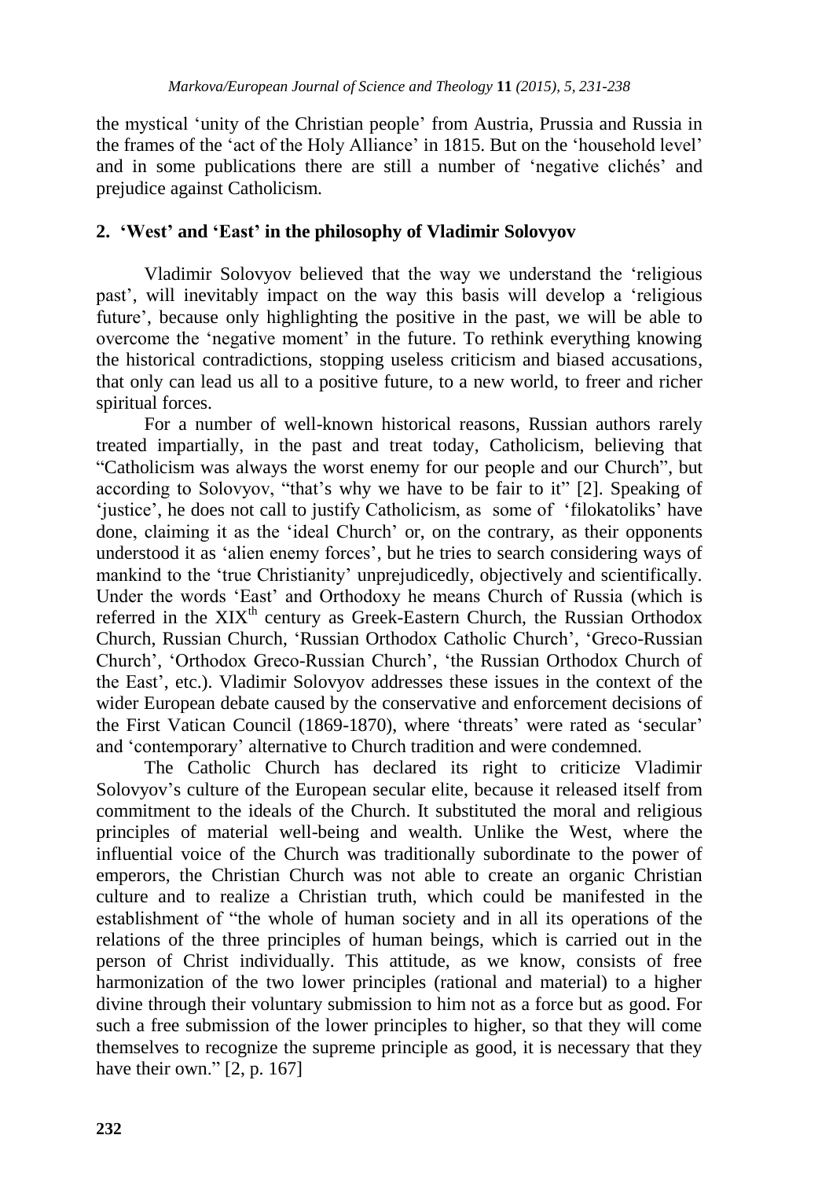the mystical 'unity of the Christian people' from Austria, Prussia and Russia in the frames of the 'act of the Holy Alliance' in 1815. But on the 'household level' and in some publications there are still a number of 'negative clichés' and prejudice against Catholicism.

## 2. 'West' and 'East' in the philosophy of Vladimir Solovyov

Vladimir Solovyov believed that the way we understand the 'religious past', will inevitably impact on the way this basis will develop a 'religious future', because only highlighting the positive in the past, we will be able to overcome the 'negative moment' in the future. To rethink everything knowing the historical contradictions, stopping useless criticism and biased accusations, that only can lead us all to a positive future, to a new world, to freer and richer spiritual forces.

For a number of well-known historical reasons, Russian authors rarely treated impartially, in the past and treat today, Catholicism, believing that "Catholicism was always the worst enemy for our people and our Church", but according to Solovyov, "that's why we have to be fair to it" [2]. Speaking of 'justice', he does not call to justify Catholicism, as some of 'filokatoliks' have done, claiming it as the 'ideal Church' or, on the contrary, as their opponents understood it as 'alien enemy forces', but he tries to search considering ways of mankind to the 'true Christianity' unprejudicedly, objectively and scientifically. Under the words 'East' and Orthodoxy he means Church of Russia (which is referred in the XIX[th] century as Greek-Eastern Church, the Russian Orthodox Church, Russian Church, 'Russian Orthodox Catholic Church', 'Greco-Russian Church', 'Orthodox Greco-Russian Church', 'the Russian Orthodox Church of the East', etc.). Vladimir Solovyov addresses these issues in the context of the wider European debate caused by the conservative and enforcement decisions of the First Vatican Council (1869-1870), where 'threats' were rated as 'secular' and 'contemporary' alternative to Church tradition and were condemned.

The Catholic Church has declared its right to criticize Vladimir Solovyov's culture of the European secular elite, because it released itself from commitment to the ideals of the Church. It substituted the moral and religious principles of material well-being and wealth. Unlike the West, where the influential voice of the Church was traditionally subordinate to the power of emperors, the Christian Church was not able to create an organic Christian culture and to realize a Christian truth, which could be manifested in the establishment of "the whole of human society and in all its operations of the relations of the three principles of human beings, which is carried out in the person of Christ individually. This attitude, as we know, consists of free harmonization of the two lower principles (rational and material) to a higher divine through their voluntary submission to him not as a force but as good. For such a free submission of the lower principles to higher, so that they will come themselves to recognize the supreme principle as good, it is necessary that they have their own." [2, p. 167]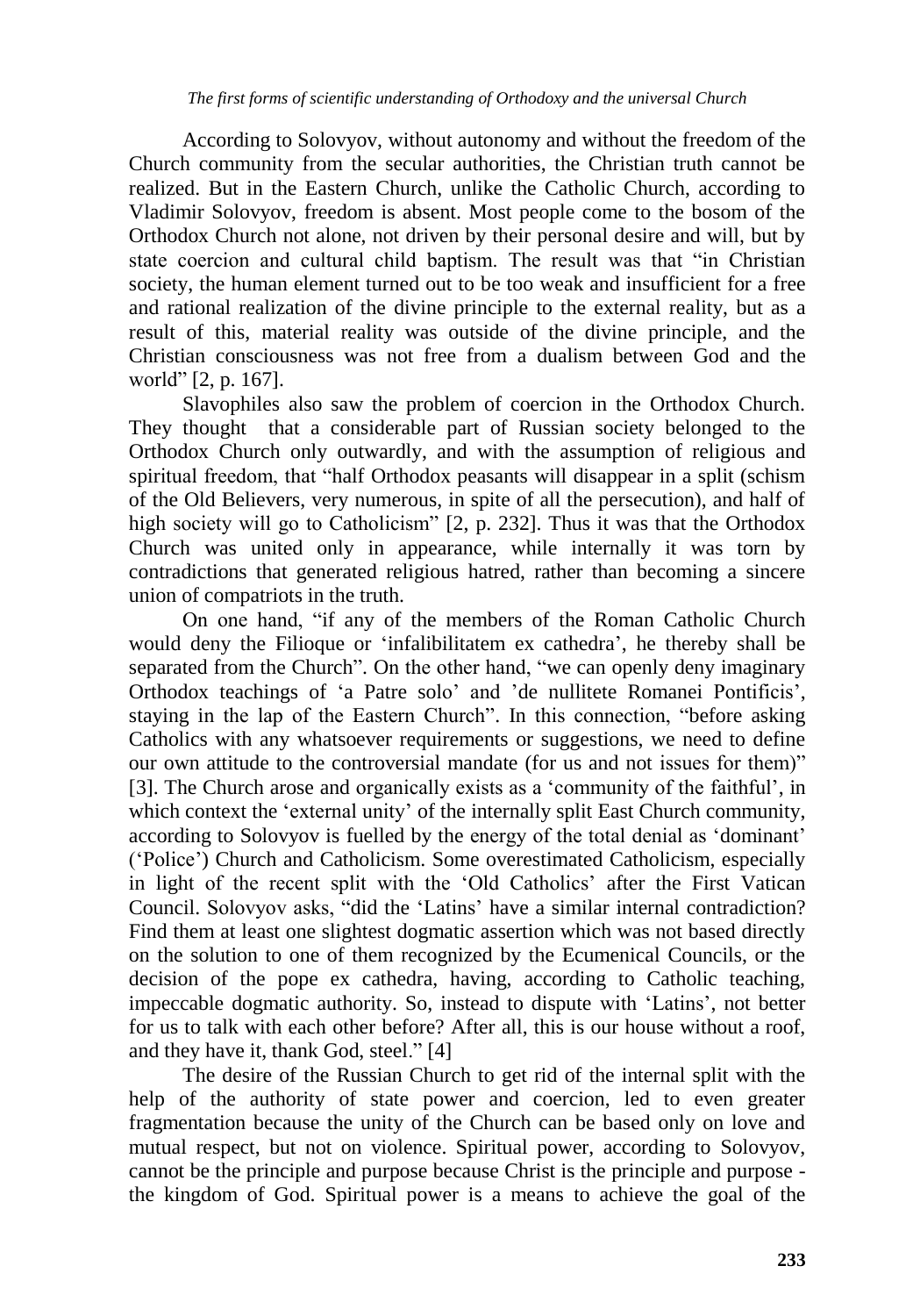According to Solovyov, without autonomy and without the freedom of the Church community from the secular authorities, the Christian truth cannot be realized. But in the Eastern Church, unlike the Catholic Church, according to Vladimir Solovyov, freedom is absent. Most people come to the bosom of the Orthodox Church not alone, not driven by their personal desire and will, but by state coercion and cultural child baptism. The result was that "in Christian society, the human element turned out to be too weak and insufficient for a free and rational realization of the divine principle to the external reality, but as a result of this, material reality was outside of the divine principle, and the Christian consciousness was not free from a dualism between God and the world" [2, p. 167].

Slavophiles also saw the problem of coercion in the Orthodox Church. They thought that a considerable part of Russian society belonged to the Orthodox Church only outwardly, and with the assumption of religious and spiritual freedom, that "half Orthodox peasants will disappear in a split (schism of the Old Believers, very numerous, in spite of all the persecution), and half of high society will go to Catholicism" [2, p. 232]. Thus it was that the Orthodox Church was united only in appearance, while internally it was torn by contradictions that generated religious hatred, rather than becoming a sincere union of compatriots in the truth.

On one hand, "if any of the members of the Roman Catholic Church would deny the Filioque or 'infalibilitatem ex cathedra', he thereby shall be separated from the Church". On the other hand, "we can openly deny imaginary Orthodox teachings of 'a Patre solo' and 'de nullitete Romanei Pontificis', staying in the lap of the Eastern Church". In this connection, "before asking Catholics with any whatsoever requirements or suggestions, we need to define our own attitude to the controversial mandate (for us and not issues for them)" [3]. The Church arose and organically exists as a 'community of the faithful', in which context the 'external unity' of the internally split East Church community, according to Solovyov is fuelled by the energy of the total denial as 'dominant' ('Police') Church and Catholicism. Some overestimated Catholicism, especially in light of the recent split with the 'Old Catholics' after the First Vatican Council. Solovyov asks, "did the 'Latins' have a similar internal contradiction? Find them at least one slightest dogmatic assertion which was not based directly on the solution to one of them recognized by the Ecumenical Councils, or the decision of the pope ex cathedra, having, according to Catholic teaching, impeccable dogmatic authority. So, instead to dispute with 'Latins', not better for us to talk with each other before? After all, this is our house without a roof, and they have it, thank God, steel." [4]

The desire of the Russian Church to get rid of the internal split with the help of the authority of state power and coercion, led to even greater fragmentation because the unity of the Church can be based only on love and mutual respect, but not on violence. Spiritual power, according to Solovyov, cannot be the principle and purpose because Christ is the principle and purpose - the kingdom of God. Spiritual power is a means to achieve the goal of the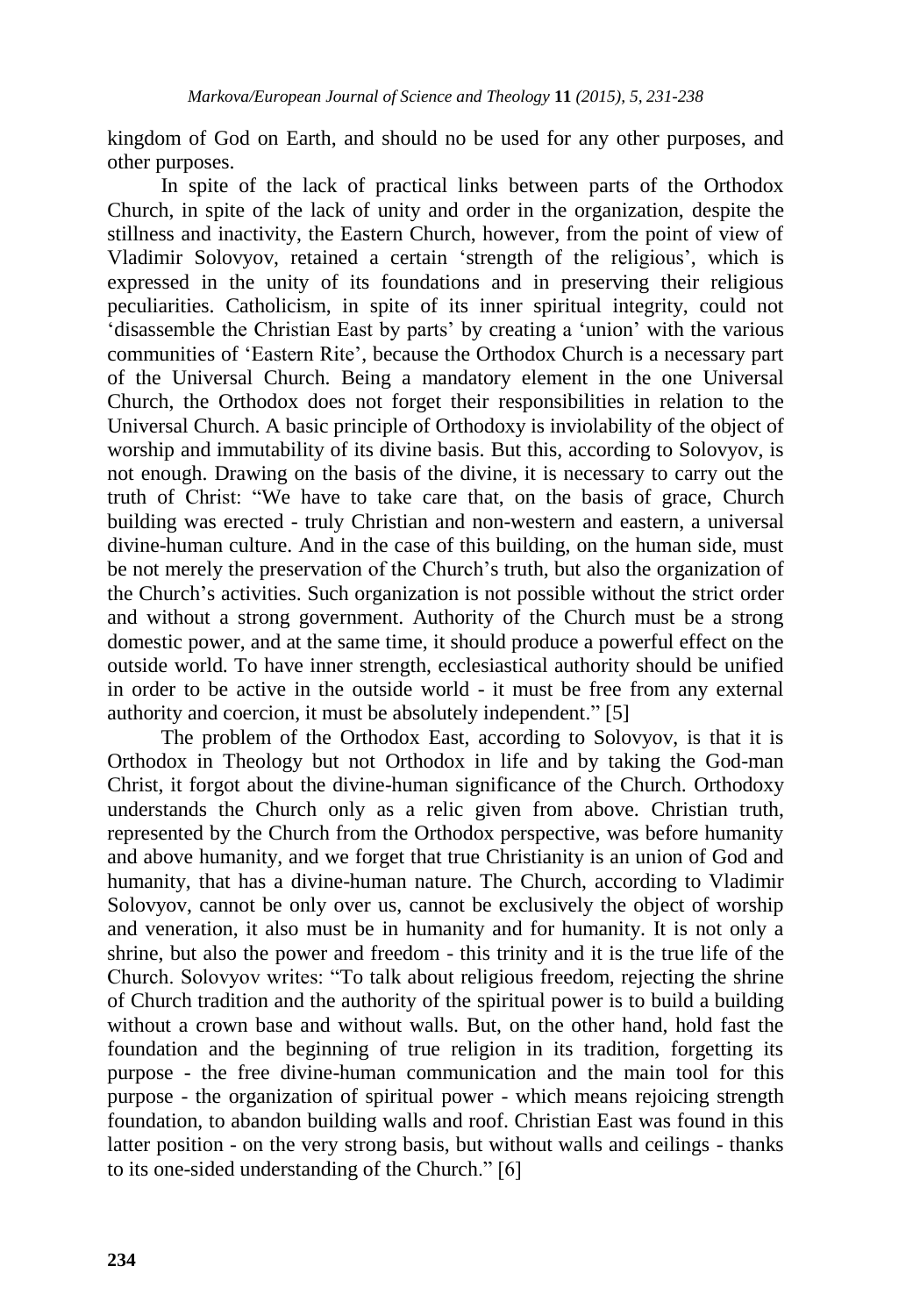kingdom of God on Earth, and should no be used for any other purposes, and other purposes.

In spite of the lack of practical links between parts of the Orthodox Church, in spite of the lack of unity and order in the organization, despite the stillness and inactivity, the Eastern Church, however, from the point of view of Vladimir Solovyov, retained a certain 'strength of the religious', which is expressed in the unity of its foundations and in preserving their religious peculiarities. Catholicism, in spite of its inner spiritual integrity, could not 'disassemble the Christian East by parts' by creating a 'union' with the various communities of 'Eastern Rite', because the Orthodox Church is a necessary part of the Universal Church. Being a mandatory element in the one Universal Church, the Orthodox does not forget their responsibilities in relation to the Universal Church. A basic principle of Orthodoxy is inviolability of the object of worship and immutability of its divine basis. But this, according to Solovyov, is not enough. Drawing on the basis of the divine, it is necessary to carry out the truth of Christ: "We have to take care that, on the basis of grace, Church building was erected - truly Christian and non-western and eastern, a universal divine-human culture. And in the case of this building, on the human side, must be not merely the preservation of the Church's truth, but also the organization of the Church's activities. Such organization is not possible without the strict order and without a strong government. Authority of the Church must be a strong domestic power, and at the same time, it should produce a powerful effect on the outside world. To have inner strength, ecclesiastical authority should be unified in order to be active in the outside world - it must be free from any external authority and coercion, it must be absolutely independent." [5]

The problem of the Orthodox East, according to Solovyov, is that it is Orthodox in Theology but not Orthodox in life and by taking the God-man Christ, it forgot about the divine-human significance of the Church. Orthodoxy understands the Church only as a relic given from above. Christian truth, represented by the Church from the Orthodox perspective, was before humanity and above humanity, and we forget that true Christianity is an union of God and humanity, that has a divine-human nature. The Church, according to Vladimir Solovyov, cannot be only over us, cannot be exclusively the object of worship and veneration, it also must be in humanity and for humanity. It is not only a shrine, but also the power and freedom - this trinity and it is the true life of the Church. Solovyov writes: "To talk about religious freedom, rejecting the shrine of Church tradition and the authority of the spiritual power is to build a building without a crown base and without walls. But, on the other hand, hold fast the foundation and the beginning of true religion in its tradition, forgetting its purpose - the free divine-human communication and the main tool for this purpose - the organization of spiritual power - which means rejoicing strength foundation, to abandon building walls and roof. Christian East was found in this latter position - on the very strong basis, but without walls and ceilings - thanks to its one-sided understanding of the Church." [6]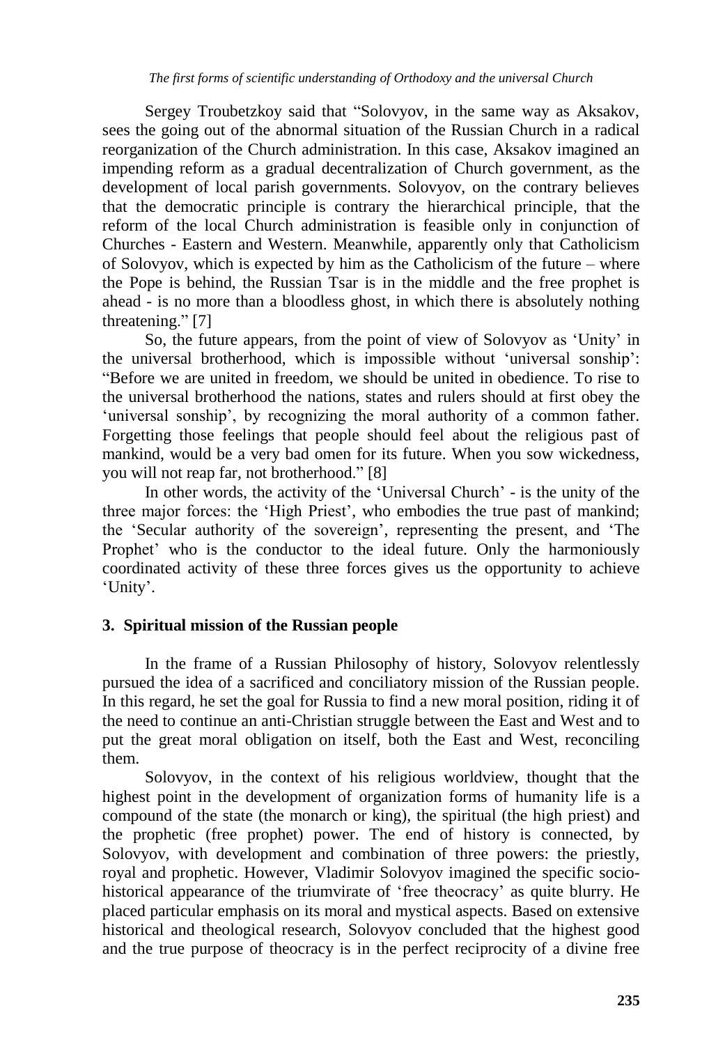Sergey Troubetzkoy said that "Solovyov, in the same way as Aksakov, sees the going out of the abnormal situation of the Russian Church in a radical reorganization of the Church administration. In this case, Aksakov imagined an impending reform as a gradual decentralization of Church government, as the development of local parish governments. Solovyov, on the contrary believes that the democratic principle is contrary the hierarchical principle, that the reform of the local Church administration is feasible only in conjunction of Churches - Eastern and Western. Meanwhile, apparently only that Catholicism of Solovyov, which is expected by him as the Catholicism of the future – where the Pope is behind, the Russian Tsar is in the middle and the free prophet is ahead - is no more than a bloodless ghost, in which there is absolutely nothing threatening." [7]

So, the future appears, from the point of view of Solovyov as 'Unity' in the universal brotherhood, which is impossible without 'universal sonship': "Before we are united in freedom, we should be united in obedience. To rise to the universal brotherhood the nations, states and rulers should at first obey the 'universal sonship', by recognizing the moral authority of a common father. Forgetting those feelings that people should feel about the religious past of mankind, would be a very bad omen for its future. When you sow wickedness, you will not reap far, not brotherhood." [8]

In other words, the activity of the 'Universal Church' - is the unity of the three major forces: the 'High Priest', who embodies the true past of mankind; the 'Secular authority of the sovereign', representing the present, and 'The Prophet' who is the conductor to the ideal future. Only the harmoniously coordinated activity of these three forces gives us the opportunity to achieve 'Unity'.

## 3. Spiritual mission of the Russian people

In the frame of a Russian Philosophy of history, Solovyov relentlessly pursued the idea of a sacrificed and conciliatory mission of the Russian people. In this regard, he set the goal for Russia to find a new moral position, riding it of the need to continue an anti-Christian struggle between the East and West and to put the great moral obligation on itself, both the East and West, reconciling them.

Solovyov, in the context of his religious worldview, thought that the highest point in the development of organization forms of humanity life is a compound of the state (the monarch or king), the spiritual (the high priest) and the prophetic (free prophet) power. The end of history is connected, by Solovyov, with development and combination of three powers: the priestly, royal and prophetic. However, Vladimir Solovyov imagined the specific socio-historical appearance of the triumvirate of 'free theocracy' as quite blurry. He placed particular emphasis on its moral and mystical aspects. Based on extensive historical and theological research, Solovyov concluded that the highest good and the true purpose of theocracy is in the perfect reciprocity of a divine free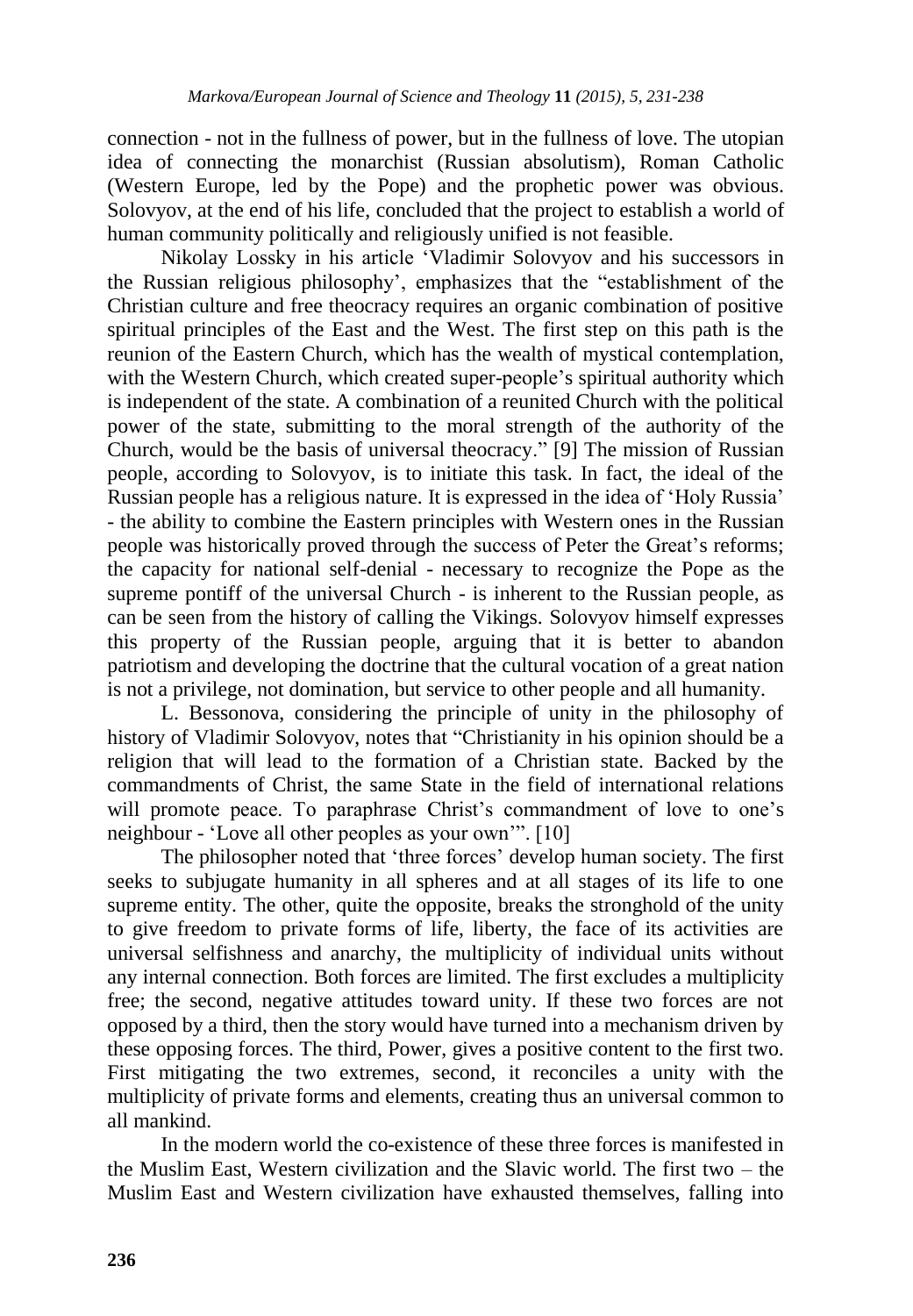connection - not in the fullness of power, but in the fullness of love. The utopian idea of connecting the monarchist (Russian absolutism), Roman Catholic (Western Europe, led by the Pope) and the prophetic power was obvious. Solovyov, at the end of his life, concluded that the project to establish a world of human community politically and religiously unified is not feasible.

Nikolay Lossky in his article 'Vladimir Solovyov and his successors in the Russian religious philosophy', emphasizes that the "establishment of the Christian culture and free theocracy requires an organic combination of positive spiritual principles of the East and the West. The first step on this path is the reunion of the Eastern Church, which has the wealth of mystical contemplation, with the Western Church, which created super-people's spiritual authority which is independent of the state. A combination of a reunited Church with the political power of the state, submitting to the moral strength of the authority of the Church, would be the basis of universal theocracy." [9] The mission of Russian people, according to Solovyov, is to initiate this task. In fact, the ideal of the Russian people has a religious nature. It is expressed in the idea of 'Holy Russia' - the ability to combine the Eastern principles with Western ones in the Russian people was historically proved through the success of Peter the Great's reforms; the capacity for national self-denial - necessary to recognize the Pope as the supreme pontiff of the universal Church - is inherent to the Russian people, as can be seen from the history of calling the Vikings. Solovyov himself expresses this property of the Russian people, arguing that it is better to abandon patriotism and developing the doctrine that the cultural vocation of a great nation is not a privilege, not domination, but service to other people and all humanity.

L. Bessonova, considering the principle of unity in the philosophy of history of Vladimir Solovyov, notes that "Christianity in his opinion should be a religion that will lead to the formation of a Christian state. Backed by the commandments of Christ, the same State in the field of international relations will promote peace. To paraphrase Christ's commandment of love to one's neighbour - 'Love all other peoples as your own'". [10]

The philosopher noted that 'three forces' develop human society. The first seeks to subjugate humanity in all spheres and at all stages of its life to one supreme entity. The other, quite the opposite, breaks the stronghold of the unity to give freedom to private forms of life, liberty, the face of its activities are universal selfishness and anarchy, the multiplicity of individual units without any internal connection. Both forces are limited. The first excludes a multiplicity free; the second, negative attitudes toward unity. If these two forces are not opposed by a third, then the story would have turned into a mechanism driven by these opposing forces. The third, Power, gives a positive content to the first two. First mitigating the two extremes, second, it reconciles a unity with the multiplicity of private forms and elements, creating thus an universal common to all mankind.

In the modern world the co-existence of these three forces is manifested in the Muslim East, Western civilization and the Slavic world. The first two – the Muslim East and Western civilization have exhausted themselves, falling into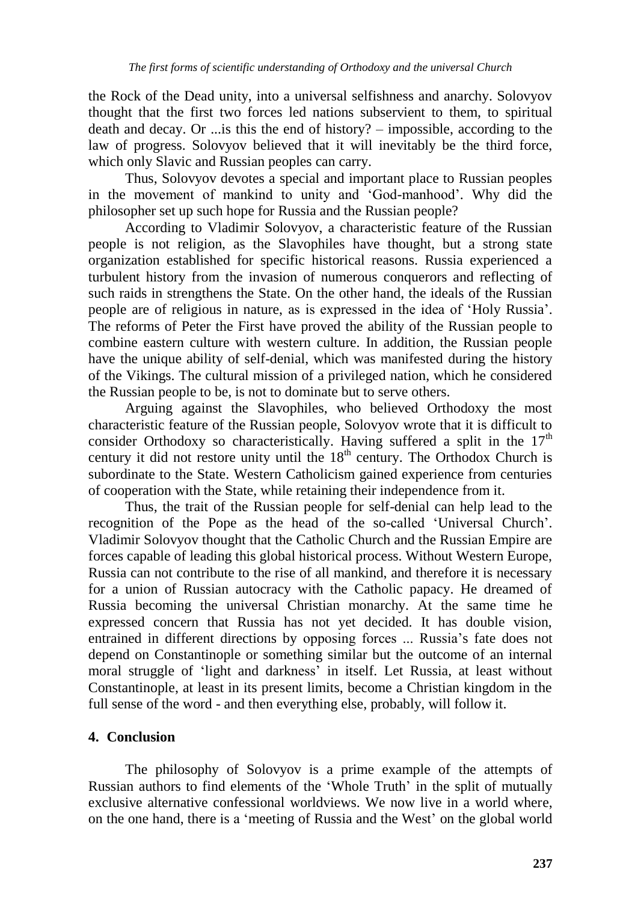the Rock of the Dead unity, into a universal selfishness and anarchy. Solovyov thought that the first two forces led nations subservient to them, to spiritual death and decay. Or ...is this the end of history? – impossible, according to the law of progress. Solovyov believed that it will inevitably be the third force, which only Slavic and Russian peoples can carry.

Thus, Solovyov devotes a special and important place to Russian peoples in the movement of mankind to unity and 'God-manhood'. Why did the philosopher set up such hope for Russia and the Russian people?

According to Vladimir Solovyov, a characteristic feature of the Russian people is not religion, as the Slavophiles have thought, but a strong state organization established for specific historical reasons. Russia experienced a turbulent history from the invasion of numerous conquerors and reflecting of such raids in strengthens the State. On the other hand, the ideals of the Russian people are of religious in nature, as is expressed in the idea of 'Holy Russia'. The reforms of Peter the First have proved the ability of the Russian people to combine eastern culture with western culture. In addition, the Russian people have the unique ability of self-denial, which was manifested during the history of the Vikings. The cultural mission of a privileged nation, which he considered the Russian people to be, is not to dominate but to serve others.

Arguing against the Slavophiles, who believed Orthodoxy the most characteristic feature of the Russian people, Solovyov wrote that it is difficult to consider Orthodoxy so characteristically. Having suffered a split in the 17th century it did not restore unity until the 18th century. The Orthodox Church is subordinate to the State. Western Catholicism gained experience from centuries of cooperation with the State, while retaining their independence from it.

Thus, the trait of the Russian people for self-denial can help lead to the recognition of the Pope as the head of the so-called 'Universal Church'. Vladimir Solovyov thought that the Catholic Church and the Russian Empire are forces capable of leading this global historical process. Without Western Europe, Russia can not contribute to the rise of all mankind, and therefore it is necessary for a union of Russian autocracy with the Catholic papacy. He dreamed of Russia becoming the universal Christian monarchy. At the same time he expressed concern that Russia has not yet decided. It has double vision, entrained in different directions by opposing forces ... Russia's fate does not depend on Constantinople or something similar but the outcome of an internal moral struggle of 'light and darkness' in itself. Let Russia, at least without Constantinople, at least in its present limits, become a Christian kingdom in the full sense of the word - and then everything else, probably, will follow it.

## 4. Conclusion

The philosophy of Solovyov is a prime example of the attempts of Russian authors to find elements of the 'Whole Truth' in the split of mutually exclusive alternative confessional worldviews. We now live in a world where, on the one hand, there is a 'meeting of Russia and the West' on the global world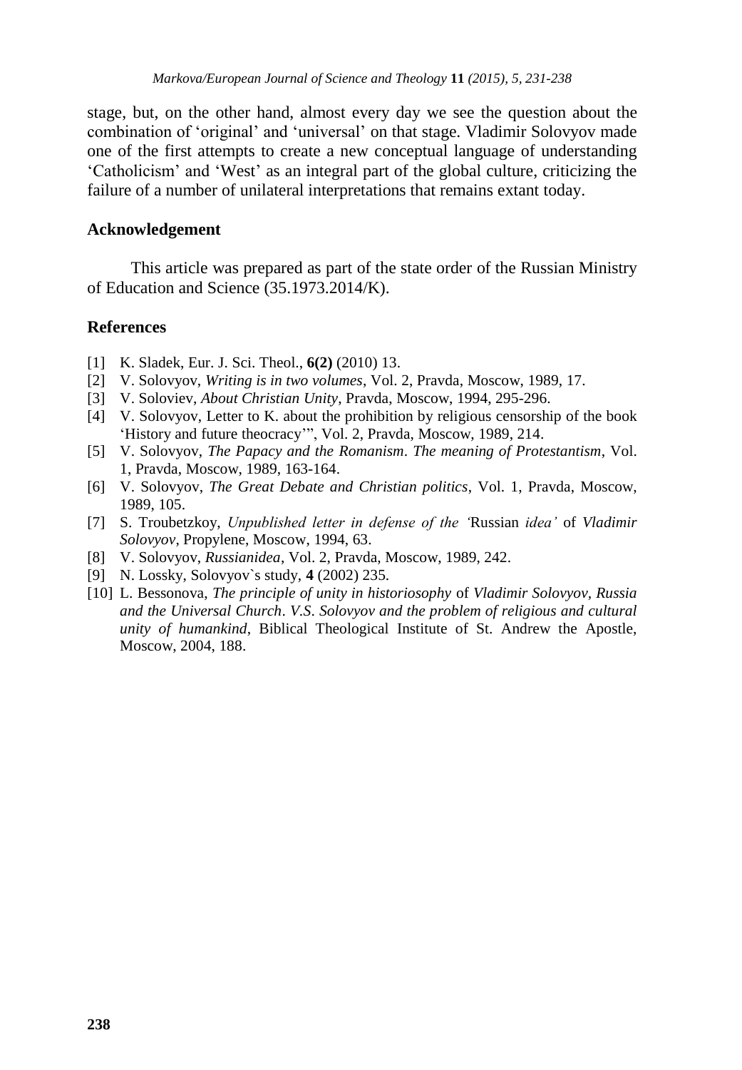stage, but, on the other hand, almost every day we see the question about the combination of 'original' and 'universal' on that stage. Vladimir Solovyov made one of the first attempts to create a new conceptual language of understanding 'Catholicism' and 'West' as an integral part of the global culture, criticizing the failure of a number of unilateral interpretations that remains extant today.

## Acknowledgement

This article was prepared as part of the state order of the Russian Ministry of Education and Science (35.1973.2014/K).

## References

[1] K. Sladek, Eur. J. Sci. Theol., **6(2)** (2010) 13.

[2] V. Solovyov, *Writing is in two volumes*, Vol. 2, Pravda, Moscow, 1989, 17.

[3] V. Soloviev, *About Christian Unity*, Pravda, Moscow, 1994, 295-296.

[4] V. Solovyov, Letter to K. about the prohibition by religious censorship of the book 'History and future theocracy'", Vol. 2, Pravda, Moscow, 1989, 214.

[5] V. Solovyov, *The Papacy and the Romanism*. *The meaning of Protestantism*, Vol. 1, Pravda, Moscow, 1989, 163-164.

[6] V. Solovyov, *The Great Debate and Christian politics*, Vol. 1, Pravda, Moscow, 1989, 105.

[7] S. Troubetzkoy, *Unpublished letter in defense of the '*Russian *idea'* of *Vladimir Solovyov*, Propylene, Moscow, 1994, 63.

[8] V. Solovyov, *Russianidea*, Vol. 2, Pravda, Moscow, 1989, 242.

[9] N. Lossky, Solovyov`s study, **4** (2002) 235.

[10] L. Bessonova, *The principle of unity in historiosophy* of *Vladimir Solovyov*, *Russia and the Universal Church*. *V.S. Solovyov and the problem of religious and cultural unity of humankind*, Biblical Theological Institute of St. Andrew the Apostle, Moscow, 2004, 188.